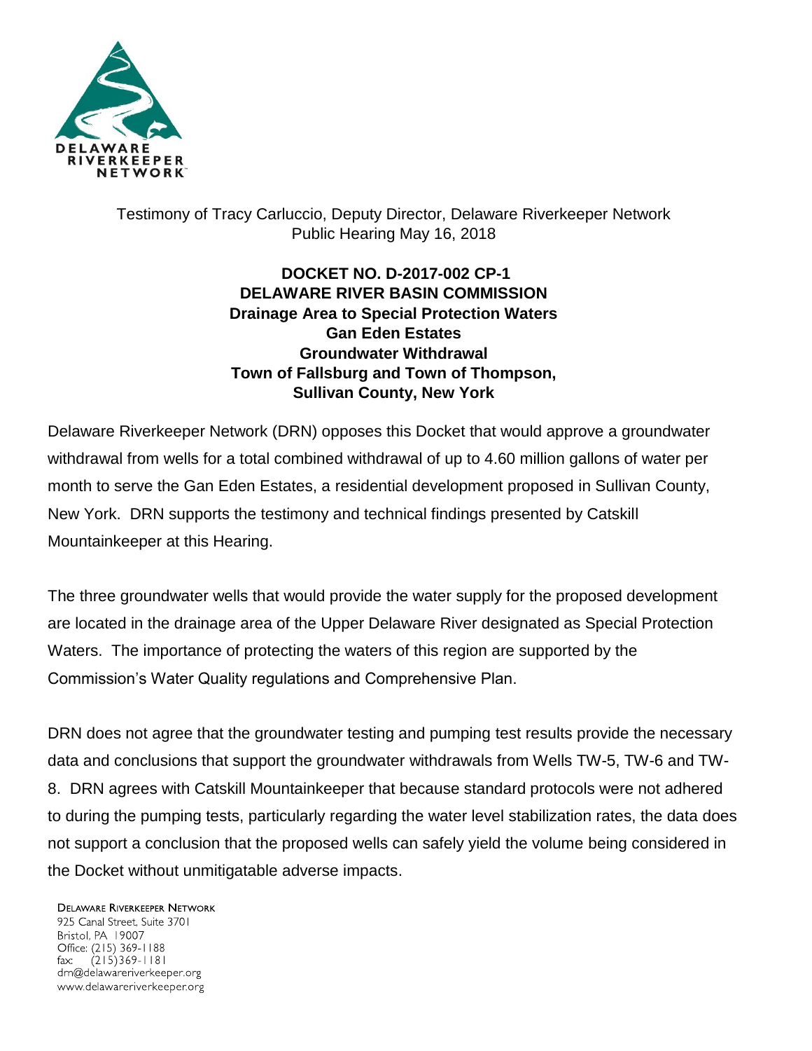DELAWARE RIVERKEEPER NETWORK

Testimony of Tracy Carluccio, Deputy Director, Delaware Riverkeeper Network
Public Hearing May 16, 2018

**DOCKET NO. D-2017-002 CP-1**
**DELAWARE RIVER BASIN COMMISSION**
**Drainage Area to Special Protection Waters**
**Gan Eden Estates**
**Groundwater Withdrawal**
**Town of Fallsburg and Town of Thompson,**
**Sullivan County, New York**

Delaware Riverkeeper Network (DRN) opposes this Docket that would approve a groundwater withdrawal from wells for a total combined withdrawal of up to 4.60 million gallons of water per month to serve the Gan Eden Estates, a residential development proposed in Sullivan County, New York. DRN supports the testimony and technical findings presented by Catskill Mountainkeeper at this Hearing.

The three groundwater wells that would provide the water supply for the proposed development are located in the drainage area of the Upper Delaware River designated as Special Protection Waters. The importance of protecting the waters of this region are supported by the Commission's Water Quality regulations and Comprehensive Plan.

DRN does not agree that the groundwater testing and pumping test results provide the necessary data and conclusions that support the groundwater withdrawals from Wells TW-5, TW-6 and TW-8. DRN agrees with Catskill Mountainkeeper that because standard protocols were not adhered to during the pumping tests, particularly regarding the water level stabilization rates, the data does not support a conclusion that the proposed wells can safely yield the volume being considered in the Docket without unmitigatable adverse impacts.

DELAWARE RIVERKEEPER NETWORK
925 Canal Street, Suite 3701
Bristol, PA 19007
Office: (215) 369-1188
fax: (215)369-1181
drn@delawareriverkeeper.org
www.delawareriverkeeper.org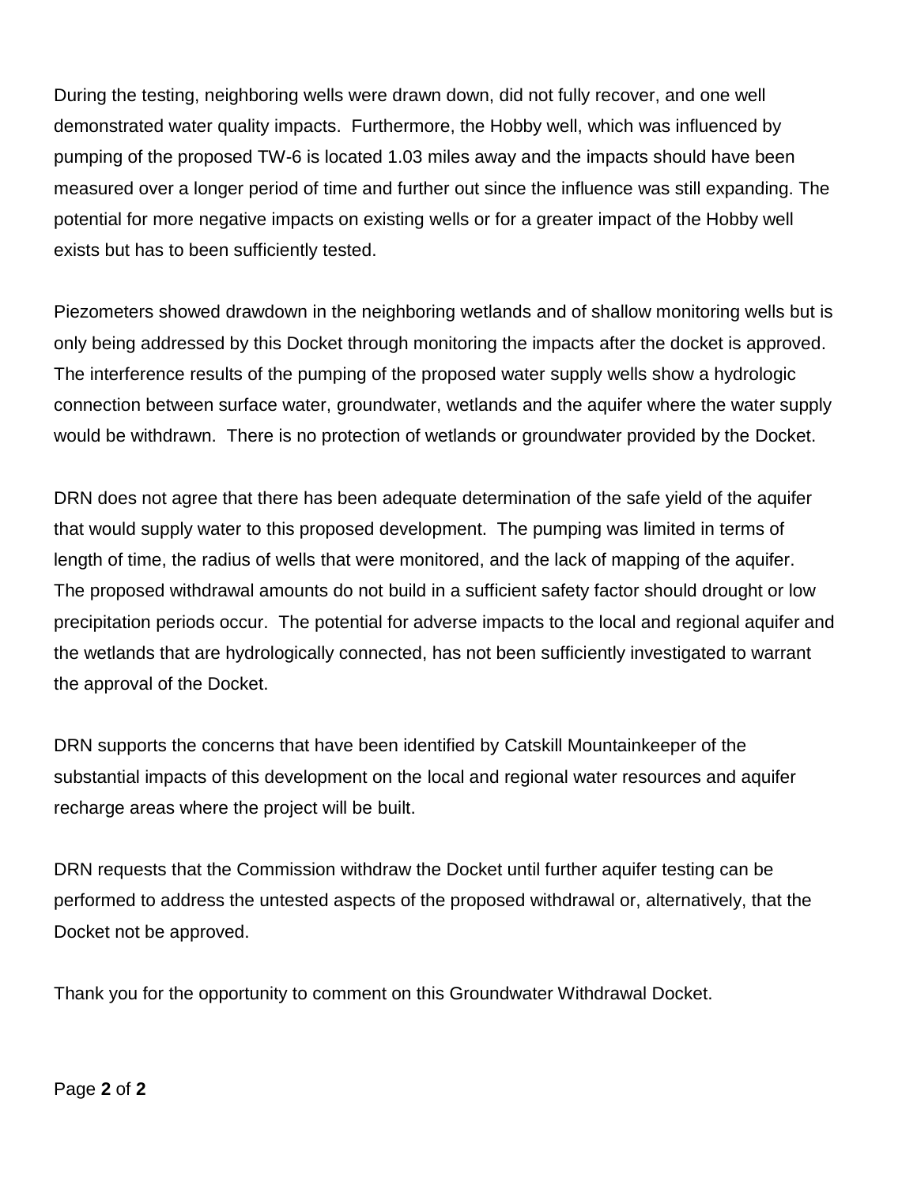During the testing, neighboring wells were drawn down, did not fully recover, and one well demonstrated water quality impacts. Furthermore, the Hobby well, which was influenced by pumping of the proposed TW-6 is located 1.03 miles away and the impacts should have been measured over a longer period of time and further out since the influence was still expanding. The potential for more negative impacts on existing wells or for a greater impact of the Hobby well exists but has to been sufficiently tested.

Piezometers showed drawdown in the neighboring wetlands and of shallow monitoring wells but is only being addressed by this Docket through monitoring the impacts after the docket is approved. The interference results of the pumping of the proposed water supply wells show a hydrologic connection between surface water, groundwater, wetlands and the aquifer where the water supply would be withdrawn. There is no protection of wetlands or groundwater provided by the Docket.

DRN does not agree that there has been adequate determination of the safe yield of the aquifer that would supply water to this proposed development. The pumping was limited in terms of length of time, the radius of wells that were monitored, and the lack of mapping of the aquifer. The proposed withdrawal amounts do not build in a sufficient safety factor should drought or low precipitation periods occur. The potential for adverse impacts to the local and regional aquifer and the wetlands that are hydrologically connected, has not been sufficiently investigated to warrant the approval of the Docket.

DRN supports the concerns that have been identified by Catskill Mountainkeeper of the substantial impacts of this development on the local and regional water resources and aquifer recharge areas where the project will be built.

DRN requests that the Commission withdraw the Docket until further aquifer testing can be performed to address the untested aspects of the proposed withdrawal or, alternatively, that the Docket not be approved.

Thank you for the opportunity to comment on this Groundwater Withdrawal Docket.